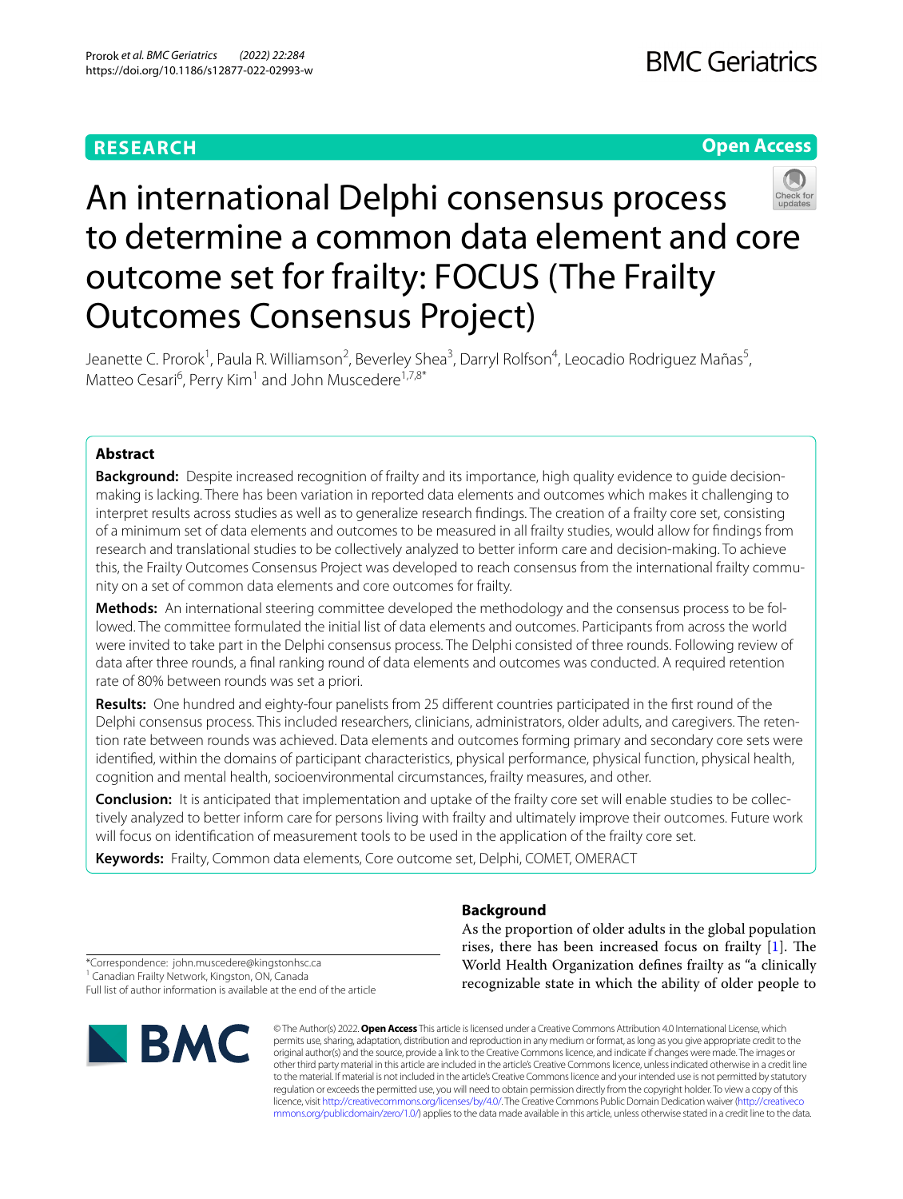**RESEARCH** **Open Access**

# An international Delphi consensus process to determine a common data element and core outcome set for frailty: FOCUS (The Frailty Outcomes Consensus Project)

Jeanette C. Prorok[1], Paula R. Williamson[2], Beverley Shea[3], Darryl Rolfson[4], Leocadio Rodriguez Mañas[5], Matteo Cesari[6], Perry Kim[1] and John Muscedere[1,7,8*]

## Abstract

**Background:** Despite increased recognition of frailty and its importance, high quality evidence to guide decision-making is lacking. There has been variation in reported data elements and outcomes which makes it challenging to interpret results across studies as well as to generalize research findings. The creation of a frailty core set, consisting of a minimum set of data elements and outcomes to be measured in all frailty studies, would allow for findings from research and translational studies to be collectively analyzed to better inform care and decision-making. To achieve this, the Frailty Outcomes Consensus Project was developed to reach consensus from the international frailty community on a set of common data elements and core outcomes for frailty.

**Methods:** An international steering committee developed the methodology and the consensus process to be followed. The committee formulated the initial list of data elements and outcomes. Participants from across the world were invited to take part in the Delphi consensus process. The Delphi consisted of three rounds. Following review of data after three rounds, a final ranking round of data elements and outcomes was conducted. A required retention rate of 80% between rounds was set a priori.

**Results:** One hundred and eighty-four panelists from 25 different countries participated in the first round of the Delphi consensus process. This included researchers, clinicians, administrators, older adults, and caregivers. The retention rate between rounds was achieved. Data elements and outcomes forming primary and secondary core sets were identified, within the domains of participant characteristics, physical performance, physical function, physical health, cognition and mental health, socioenvironmental circumstances, frailty measures, and other.

**Conclusion:** It is anticipated that implementation and uptake of the frailty core set will enable studies to be collectively analyzed to better inform care for persons living with frailty and ultimately improve their outcomes. Future work will focus on identification of measurement tools to be used in the application of the frailty core set.

**Keywords:** Frailty, Common data elements, Core outcome set, Delphi, COMET, OMERACT

*Correspondence: john.muscedere@kingstonhsc.ca
[1] Canadian Frailty Network, Kingston, ON, Canada
Full list of author information is available at the end of the article

## Background

As the proportion of older adults in the global population rises, there has been increased focus on frailty [1]. The World Health Organization defines frailty as "a clinically recognizable state in which the ability of older people to

© The Author(s) 2022. **Open Access** This article is licensed under a Creative Commons Attribution 4.0 International License, which permits use, sharing, adaptation, distribution and reproduction in any medium or format, as long as you give appropriate credit to the original author(s) and the source, provide a link to the Creative Commons licence, and indicate if changes were made. The images or other third party material in this article are included in the article's Creative Commons licence, unless indicated otherwise in a credit line to the material. If material is not included in the article's Creative Commons licence and your intended use is not permitted by statutory regulation or exceeds the permitted use, you will need to obtain permission directly from the copyright holder. To view a copy of this licence, visit http://creativecommons.org/licenses/by/4.0/. The Creative Commons Public Domain Dedication waiver (http://creativecommons.org/publicdomain/zero/1.0/) applies to the data made available in this article, unless otherwise stated in a credit line to the data.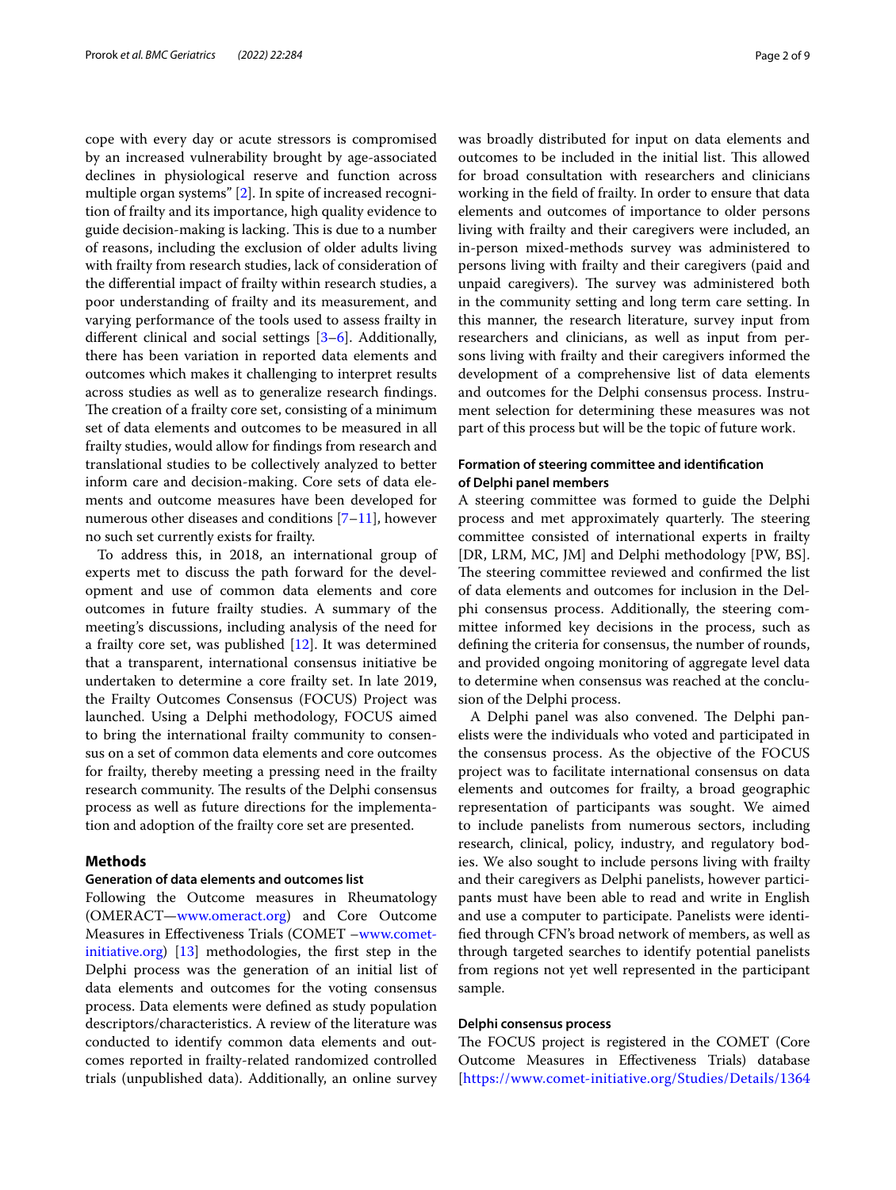cope with every day or acute stressors is compromised by an increased vulnerability brought by age-associated declines in physiological reserve and function across multiple organ systems" [2]. In spite of increased recognition of frailty and its importance, high quality evidence to guide decision-making is lacking. This is due to a number of reasons, including the exclusion of older adults living with frailty from research studies, lack of consideration of the differential impact of frailty within research studies, a poor understanding of frailty and its measurement, and varying performance of the tools used to assess frailty in different clinical and social settings [3–6]. Additionally, there has been variation in reported data elements and outcomes which makes it challenging to interpret results across studies as well as to generalize research findings. The creation of a frailty core set, consisting of a minimum set of data elements and outcomes to be measured in all frailty studies, would allow for findings from research and translational studies to be collectively analyzed to better inform care and decision-making. Core sets of data elements and outcome measures have been developed for numerous other diseases and conditions [7–11], however no such set currently exists for frailty.

To address this, in 2018, an international group of experts met to discuss the path forward for the development and use of common data elements and core outcomes in future frailty studies. A summary of the meeting's discussions, including analysis of the need for a frailty core set, was published [12]. It was determined that a transparent, international consensus initiative be undertaken to determine a core frailty set. In late 2019, the Frailty Outcomes Consensus (FOCUS) Project was launched. Using a Delphi methodology, FOCUS aimed to bring the international frailty community to consensus on a set of common data elements and core outcomes for frailty, thereby meeting a pressing need in the frailty research community. The results of the Delphi consensus process as well as future directions for the implementation and adoption of the frailty core set are presented.

## Methods

### Generation of data elements and outcomes list

Following the Outcome measures in Rheumatology (OMERACT—www.omeract.org) and Core Outcome Measures in Effectiveness Trials (COMET –www.comet-initiative.org) [13] methodologies, the first step in the Delphi process was the generation of an initial list of data elements and outcomes for the voting consensus process. Data elements were defined as study population descriptors/characteristics. A review of the literature was conducted to identify common data elements and outcomes reported in frailty-related randomized controlled trials (unpublished data). Additionally, an online survey was broadly distributed for input on data elements and outcomes to be included in the initial list. This allowed for broad consultation with researchers and clinicians working in the field of frailty. In order to ensure that data elements and outcomes of importance to older persons living with frailty and their caregivers were included, an in-person mixed-methods survey was administered to persons living with frailty and their caregivers (paid and unpaid caregivers). The survey was administered both in the community setting and long term care setting. In this manner, the research literature, survey input from researchers and clinicians, as well as input from persons living with frailty and their caregivers informed the development of a comprehensive list of data elements and outcomes for the Delphi consensus process. Instrument selection for determining these measures was not part of this process but will be the topic of future work.

### Formation of steering committee and identification of Delphi panel members

A steering committee was formed to guide the Delphi process and met approximately quarterly. The steering committee consisted of international experts in frailty [DR, LRM, MC, JM] and Delphi methodology [PW, BS]. The steering committee reviewed and confirmed the list of data elements and outcomes for inclusion in the Delphi consensus process. Additionally, the steering committee informed key decisions in the process, such as defining the criteria for consensus, the number of rounds, and provided ongoing monitoring of aggregate level data to determine when consensus was reached at the conclusion of the Delphi process.

A Delphi panel was also convened. The Delphi panelists were the individuals who voted and participated in the consensus process. As the objective of the FOCUS project was to facilitate international consensus on data elements and outcomes for frailty, a broad geographic representation of participants was sought. We aimed to include panelists from numerous sectors, including research, clinical, policy, industry, and regulatory bodies. We also sought to include persons living with frailty and their caregivers as Delphi panelists, however participants must have been able to read and write in English and use a computer to participate. Panelists were identified through CFN's broad network of members, as well as through targeted searches to identify potential panelists from regions not yet well represented in the participant sample.

### Delphi consensus process

The FOCUS project is registered in the COMET (Core Outcome Measures in Effectiveness Trials) database [https://www.comet-initiative.org/Studies/Details/1364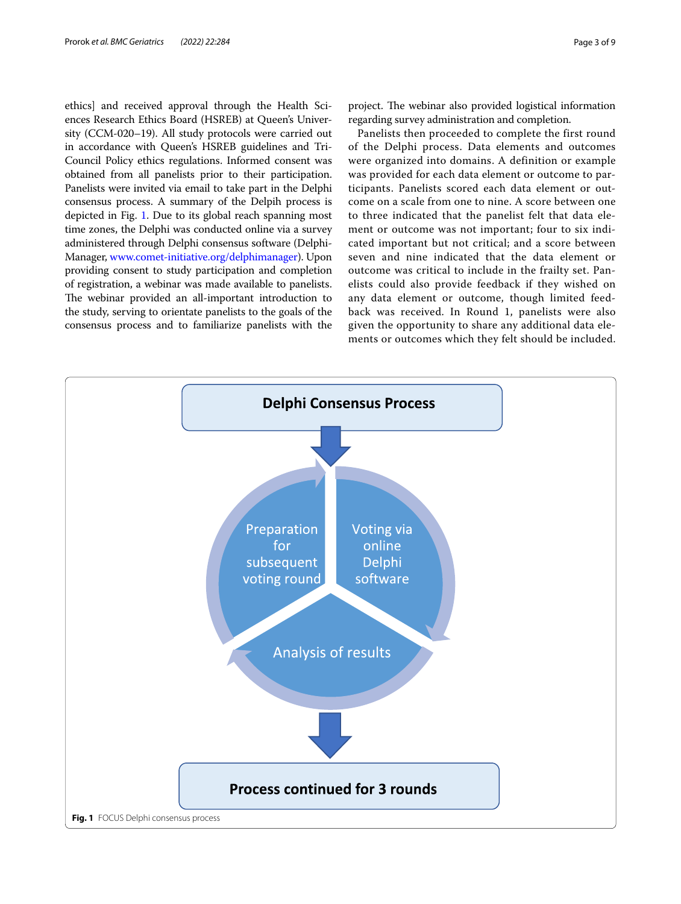ethics] and received approval through the Health Sciences Research Ethics Board (HSREB) at Queen's University (CCM-020–19). All study protocols were carried out in accordance with Queen's HSREB guidelines and Tri-Council Policy ethics regulations. Informed consent was obtained from all panelists prior to their participation. Panelists were invited via email to take part in the Delphi consensus process. A summary of the Delpih process is depicted in Fig. 1. Due to its global reach spanning most time zones, the Delphi was conducted online via a survey administered through Delphi consensus software (DelphiManager, www.comet-initiative.org/delphimanager). Upon providing consent to study participation and completion of registration, a webinar was made available to panelists. The webinar provided an all-important introduction to the study, serving to orientate panelists to the goals of the consensus process and to familiarize panelists with the project. The webinar also provided logistical information regarding survey administration and completion.

Panelists then proceeded to complete the first round of the Delphi process. Data elements and outcomes were organized into domains. A definition or example was provided for each data element or outcome to participants. Panelists scored each data element or outcome on a scale from one to nine. A score between one to three indicated that the panelist felt that data element or outcome was not important; four to six indicated important but not critical; and a score between seven and nine indicated that the data element or outcome was critical to include in the frailty set. Panelists could also provide feedback if they wished on any data element or outcome, though limited feedback was received. In Round 1, panelists were also given the opportunity to share any additional data elements or outcomes which they felt should be included.

Delphi Consensus Process

Preparation for subsequent voting round

Voting via online Delphi software

Analysis of results

Process continued for 3 rounds

**Fig. 1** FOCUS Delphi consensus process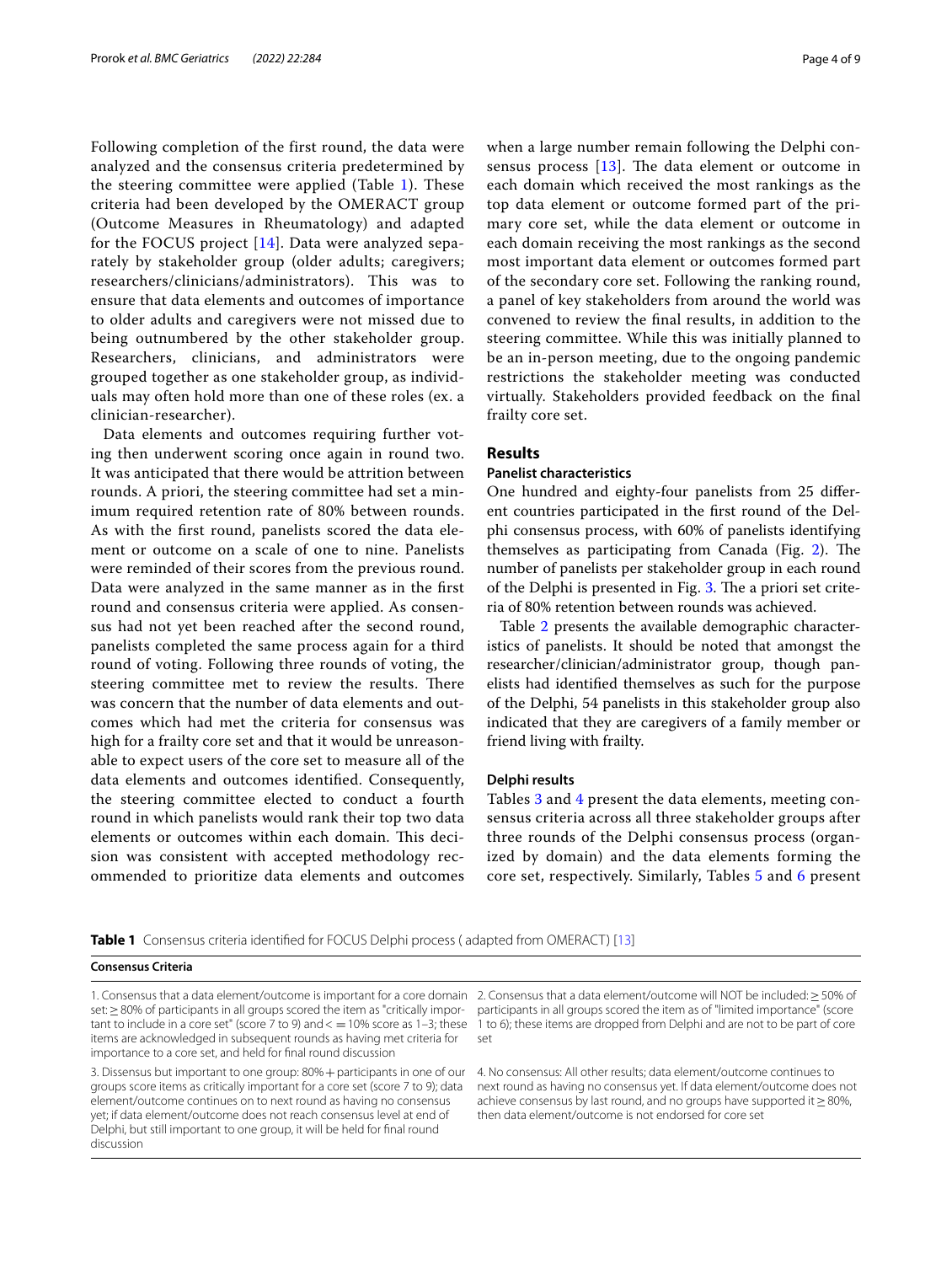Following completion of the first round, the data were analyzed and the consensus criteria predetermined by the steering committee were applied (Table 1). These criteria had been developed by the OMERACT group (Outcome Measures in Rheumatology) and adapted for the FOCUS project [14]. Data were analyzed separately by stakeholder group (older adults; caregivers; researchers/clinicians/administrators). This was to ensure that data elements and outcomes of importance to older adults and caregivers were not missed due to being outnumbered by the other stakeholder group. Researchers, clinicians, and administrators were grouped together as one stakeholder group, as individuals may often hold more than one of these roles (ex. a clinician-researcher).

Data elements and outcomes requiring further voting then underwent scoring once again in round two. It was anticipated that there would be attrition between rounds. A priori, the steering committee had set a minimum required retention rate of 80% between rounds. As with the first round, panelists scored the data element or outcome on a scale of one to nine. Panelists were reminded of their scores from the previous round. Data were analyzed in the same manner as in the first round and consensus criteria were applied. As consensus had not yet been reached after the second round, panelists completed the same process again for a third round of voting. Following three rounds of voting, the steering committee met to review the results. There was concern that the number of data elements and outcomes which had met the criteria for consensus was high for a frailty core set and that it would be unreasonable to expect users of the core set to measure all of the data elements and outcomes identified. Consequently, the steering committee elected to conduct a fourth round in which panelists would rank their top two data elements or outcomes within each domain. This decision was consistent with accepted methodology recommended to prioritize data elements and outcomes when a large number remain following the Delphi consensus process [13]. The data element or outcome in each domain which received the most rankings as the top data element or outcome formed part of the primary core set, while the data element or outcome in each domain receiving the most rankings as the second most important data element or outcomes formed part of the secondary core set. Following the ranking round, a panel of key stakeholders from around the world was convened to review the final results, in addition to the steering committee. While this was initially planned to be an in-person meeting, due to the ongoing pandemic restrictions the stakeholder meeting was conducted virtually. Stakeholders provided feedback on the final frailty core set.

## Results

### Panelist characteristics

One hundred and eighty-four panelists from 25 different countries participated in the first round of the Delphi consensus process, with 60% of panelists identifying themselves as participating from Canada (Fig. 2). The number of panelists per stakeholder group in each round of the Delphi is presented in Fig. 3. The a priori set criteria of 80% retention between rounds was achieved.

Table 2 presents the available demographic characteristics of panelists. It should be noted that amongst the researcher/clinician/administrator group, though panelists had identified themselves as such for the purpose of the Delphi, 54 panelists in this stakeholder group also indicated that they are caregivers of a family member or friend living with frailty.

### Delphi results

Tables 3 and 4 present the data elements, meeting consensus criteria across all three stakeholder groups after three rounds of the Delphi consensus process (organized by domain) and the data elements forming the core set, respectively. Similarly, Tables 5 and 6 present

**Table 1** Consensus criteria identified for FOCUS Delphi process ( adapted from OMERACT) [13]

| **Consensus Criteria** | |
|---|---|
| 1. Consensus that a data element/outcome is important for a core domain set: ≥ 80% of participants in all groups scored the item as "critically important to include in a core set" (score 7 to 9) and < = 10% score as 1–3; these items are acknowledged in subsequent rounds as having met criteria for importance to a core set, and held for final round discussion | 2. Consensus that a data element/outcome will NOT be included: ≥ 50% of participants in all groups scored the item as of "limited importance" (score 1 to 6); these items are dropped from Delphi and are not to be part of core set |
| 3. Dissensus but important to one group: 80% + participants in one of our groups score items as critically important for a core set (score 7 to 9); data element/outcome continues on to next round as having no consensus yet; if data element/outcome does not reach consensus level at end of Delphi, but still important to one group, it will be held for final round discussion | 4. No consensus: All other results; data element/outcome continues to next round as having no consensus yet. If data element/outcome does not achieve consensus by last round, and no groups have supported it ≥ 80%, then data element/outcome is not endorsed for core set |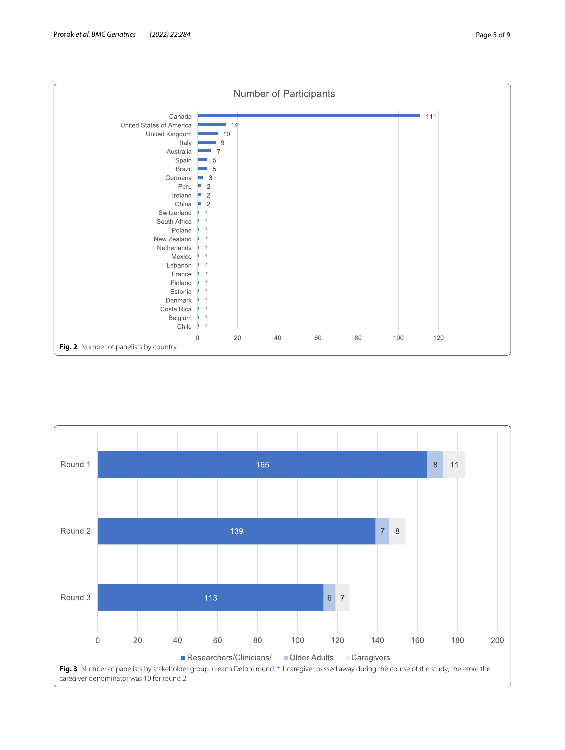**Fig. 2** Number of panelists by country

**Fig. 3** Number of panelists by stakeholder group in each Delphi round. * 1 caregiver passed away during the course of the study; therefore the caregiver denominator was 10 for round 2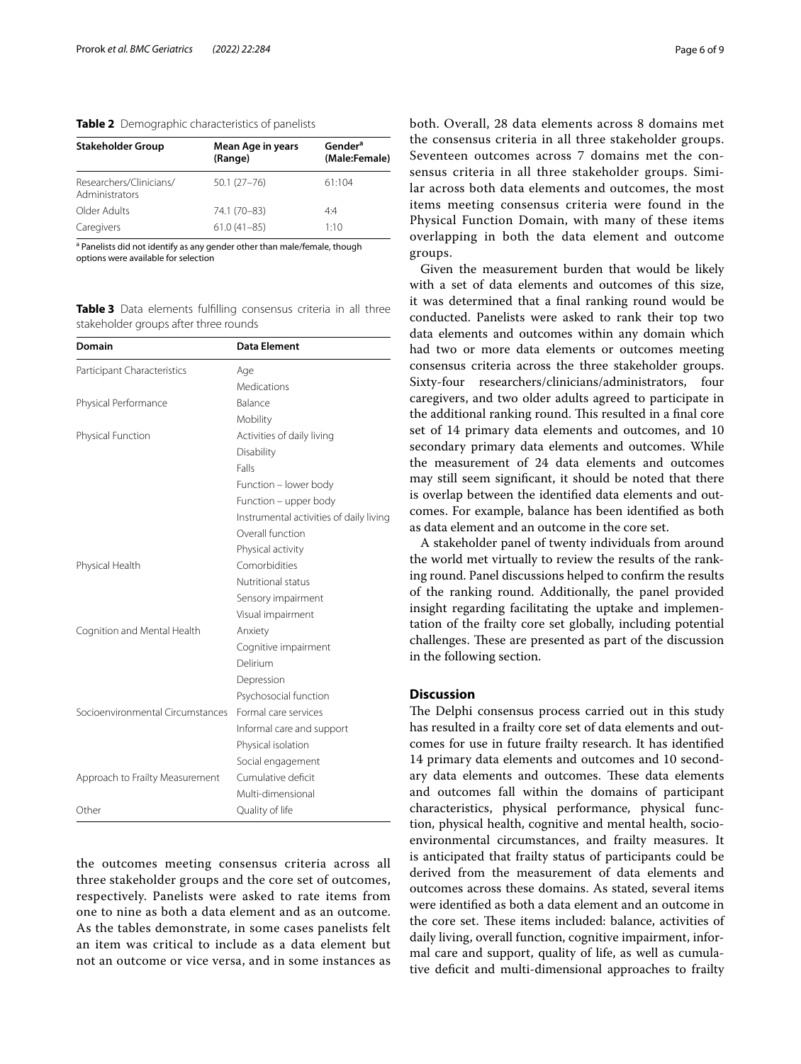**Table 2** Demographic characteristics of panelists

| Stakeholder Group | Mean Age in years (Range) | Gender[a] (Male:Female) |
|---|---|---|
| Researchers/Clinicians/ Administrators | 50.1 (27–76) | 61:104 |
| Older Adults | 74.1 (70–83) | 4:4 |
| Caregivers | 61.0 (41–85) | 1:10 |

[a] Panelists did not identify as any gender other than male/female, though options were available for selection

**Table 3** Data elements fulfilling consensus criteria in all three stakeholder groups after three rounds

| Domain | Data Element |
|---|---|
| Participant Characteristics | Age |
| | Medications |
| Physical Performance | Balance |
| | Mobility |
| Physical Function | Activities of daily living |
| | Disability |
| | Falls |
| | Function – lower body |
| | Function – upper body |
| | Instrumental activities of daily living |
| | Overall function |
| | Physical activity |
| Physical Health | Comorbidities |
| | Nutritional status |
| | Sensory impairment |
| | Visual impairment |
| Cognition and Mental Health | Anxiety |
| | Cognitive impairment |
| | Delirium |
| | Depression |
| | Psychosocial function |
| Socioenvironmental Circumstances | Formal care services |
| | Informal care and support |
| | Physical isolation |
| | Social engagement |
| Approach to Frailty Measurement | Cumulative deficit |
| | Multi-dimensional |
| Other | Quality of life |

the outcomes meeting consensus criteria across all three stakeholder groups and the core set of outcomes, respectively. Panelists were asked to rate items from one to nine as both a data element and as an outcome. As the tables demonstrate, in some cases panelists felt an item was critical to include as a data element but not an outcome or vice versa, and in some instances as both. Overall, 28 data elements across 8 domains met the consensus criteria in all three stakeholder groups. Seventeen outcomes across 7 domains met the consensus criteria in all three stakeholder groups. Similar across both data elements and outcomes, the most items meeting consensus criteria were found in the Physical Function Domain, with many of these items overlapping in both the data element and outcome groups.

Given the measurement burden that would be likely with a set of data elements and outcomes of this size, it was determined that a final ranking round would be conducted. Panelists were asked to rank their top two data elements and outcomes within any domain which had two or more data elements or outcomes meeting consensus criteria across the three stakeholder groups. Sixty-four researchers/clinicians/administrators, four caregivers, and two older adults agreed to participate in the additional ranking round. This resulted in a final core set of 14 primary data elements and outcomes, and 10 secondary primary data elements and outcomes. While the measurement of 24 data elements and outcomes may still seem significant, it should be noted that there is overlap between the identified data elements and outcomes. For example, balance has been identified as both as data element and an outcome in the core set.

A stakeholder panel of twenty individuals from around the world met virtually to review the results of the ranking round. Panel discussions helped to confirm the results of the ranking round. Additionally, the panel provided insight regarding facilitating the uptake and implementation of the frailty core set globally, including potential challenges. These are presented as part of the discussion in the following section.

## Discussion

The Delphi consensus process carried out in this study has resulted in a frailty core set of data elements and outcomes for use in future frailty research. It has identified 14 primary data elements and outcomes and 10 secondary data elements and outcomes. These data elements and outcomes fall within the domains of participant characteristics, physical performance, physical function, physical health, cognitive and mental health, socioenvironmental circumstances, and frailty measures. It is anticipated that frailty status of participants could be derived from the measurement of data elements and outcomes across these domains. As stated, several items were identified as both a data element and an outcome in the core set. These items included: balance, activities of daily living, overall function, cognitive impairment, informal care and support, quality of life, as well as cumulative deficit and multi-dimensional approaches to frailty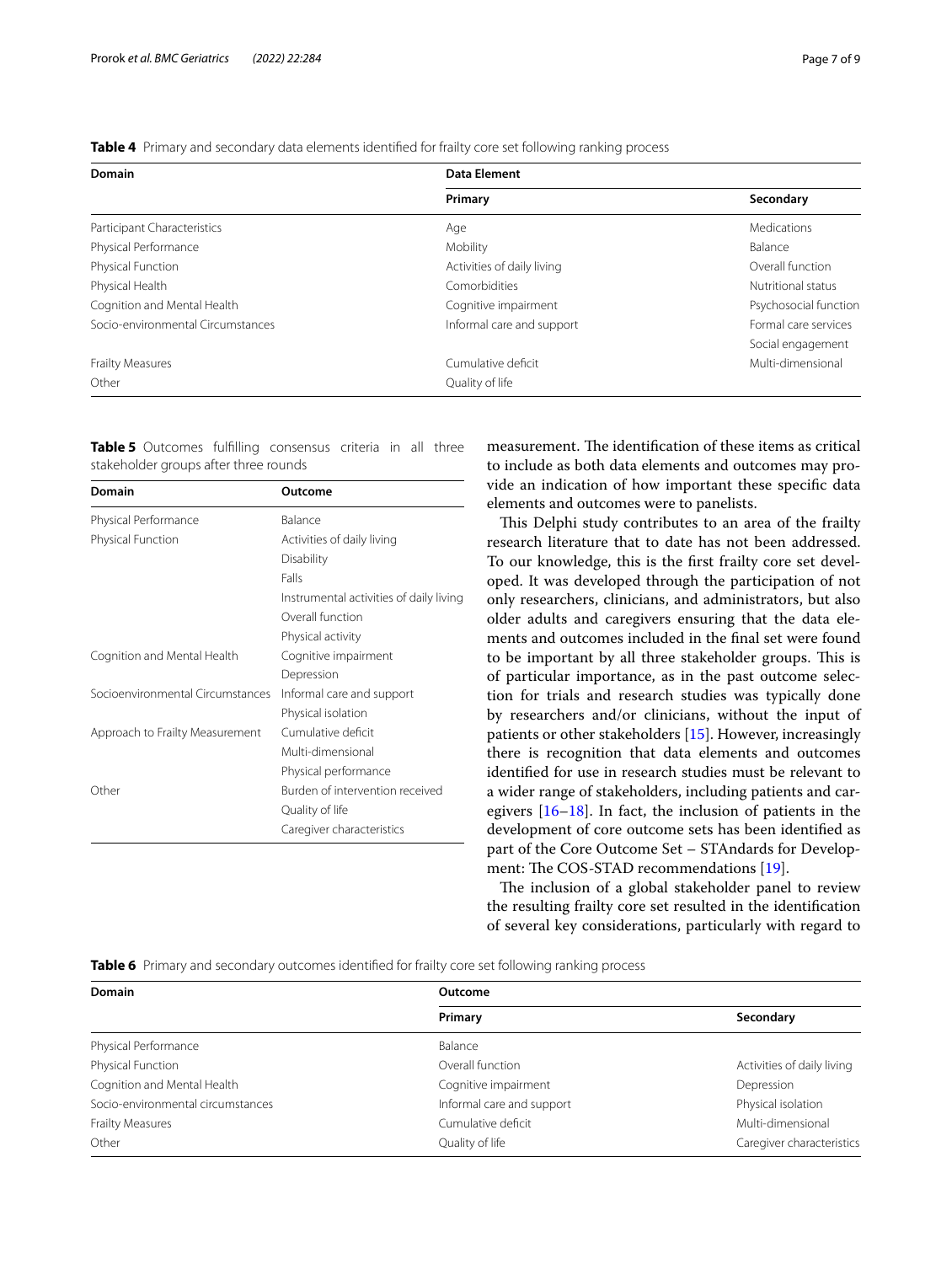**Table 4** Primary and secondary data elements identified for frailty core set following ranking process

| Domain | Data Element | |
|---|---|---|
| | Primary | Secondary |
| Participant Characteristics | Age | Medications |
| Physical Performance | Mobility | Balance |
| Physical Function | Activities of daily living | Overall function |
| Physical Health | Comorbidities | Nutritional status |
| Cognition and Mental Health | Cognitive impairment | Psychosocial function |
| Socio-environmental Circumstances | Informal care and support | Formal care services |
| | | Social engagement |
| Frailty Measures | Cumulative deficit | Multi-dimensional |
| Other | Quality of life | |

**Table 5** Outcomes fulfilling consensus criteria in all three stakeholder groups after three rounds

| Domain | Outcome |
|---|---|
| Physical Performance | Balance |
| Physical Function | Activities of daily living |
| | Disability |
| | Falls |
| | Instrumental activities of daily living |
| | Overall function |
| | Physical activity |
| Cognition and Mental Health | Cognitive impairment |
| | Depression |
| Socioenvironmental Circumstances | Informal care and support |
| | Physical isolation |
| Approach to Frailty Measurement | Cumulative deficit |
| | Multi-dimensional |
| | Physical performance |
| Other | Burden of intervention received |
| | Quality of life |
| | Caregiver characteristics |

measurement. The identification of these items as critical to include as both data elements and outcomes may provide an indication of how important these specific data elements and outcomes were to panelists.

This Delphi study contributes to an area of the frailty research literature that to date has not been addressed. To our knowledge, this is the first frailty core set developed. It was developed through the participation of not only researchers, clinicians, and administrators, but also older adults and caregivers ensuring that the data elements and outcomes included in the final set were found to be important by all three stakeholder groups. This is of particular importance, as in the past outcome selection for trials and research studies was typically done by researchers and/or clinicians, without the input of patients or other stakeholders [15]. However, increasingly there is recognition that data elements and outcomes identified for use in research studies must be relevant to a wider range of stakeholders, including patients and caregivers [16–18]. In fact, the inclusion of patients in the development of core outcome sets has been identified as part of the Core Outcome Set – STAndards for Development: The COS-STAD recommendations [19].

The inclusion of a global stakeholder panel to review the resulting frailty core set resulted in the identification of several key considerations, particularly with regard to

**Table 6** Primary and secondary outcomes identified for frailty core set following ranking process

| Domain | Outcome | |
|---|---|---|
| | Primary | Secondary |
| Physical Performance | Balance | |
| Physical Function | Overall function | Activities of daily living |
| Cognition and Mental Health | Cognitive impairment | Depression |
| Socio-environmental circumstances | Informal care and support | Physical isolation |
| Frailty Measures | Cumulative deficit | Multi-dimensional |
| Other | Quality of life | Caregiver characteristics |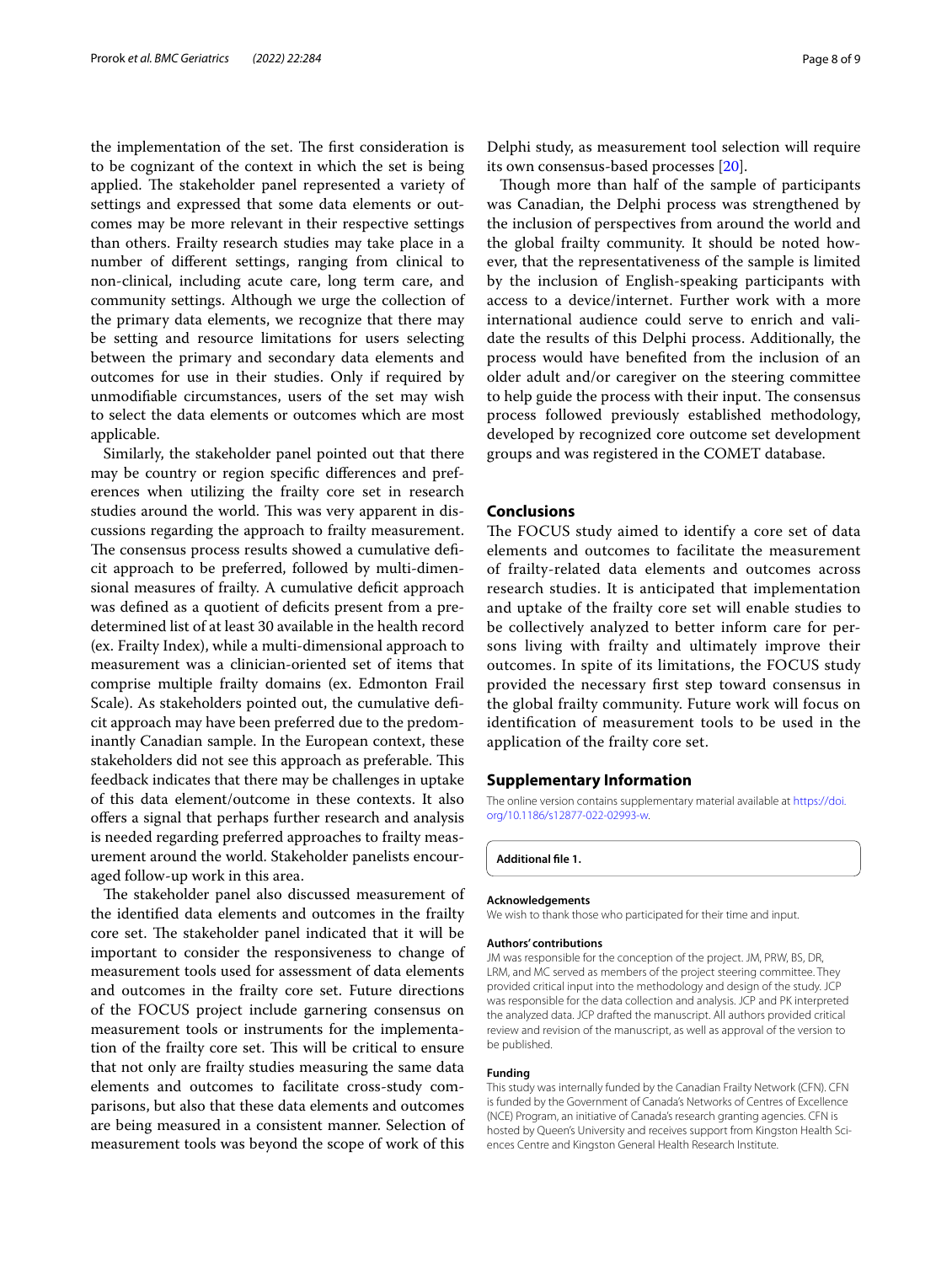the implementation of the set. The first consideration is to be cognizant of the context in which the set is being applied. The stakeholder panel represented a variety of settings and expressed that some data elements or outcomes may be more relevant in their respective settings than others. Frailty research studies may take place in a number of different settings, ranging from clinical to non-clinical, including acute care, long term care, and community settings. Although we urge the collection of the primary data elements, we recognize that there may be setting and resource limitations for users selecting between the primary and secondary data elements and outcomes for use in their studies. Only if required by unmodifiable circumstances, users of the set may wish to select the data elements or outcomes which are most applicable.

Similarly, the stakeholder panel pointed out that there may be country or region specific differences and preferences when utilizing the frailty core set in research studies around the world. This was very apparent in discussions regarding the approach to frailty measurement. The consensus process results showed a cumulative deficit approach to be preferred, followed by multi-dimensional measures of frailty. A cumulative deficit approach was defined as a quotient of deficits present from a predetermined list of at least 30 available in the health record (ex. Frailty Index), while a multi-dimensional approach to measurement was a clinician-oriented set of items that comprise multiple frailty domains (ex. Edmonton Frail Scale). As stakeholders pointed out, the cumulative deficit approach may have been preferred due to the predominantly Canadian sample. In the European context, these stakeholders did not see this approach as preferable. This feedback indicates that there may be challenges in uptake of this data element/outcome in these contexts. It also offers a signal that perhaps further research and analysis is needed regarding preferred approaches to frailty measurement around the world. Stakeholder panelists encouraged follow-up work in this area.

The stakeholder panel also discussed measurement of the identified data elements and outcomes in the frailty core set. The stakeholder panel indicated that it will be important to consider the responsiveness to change of measurement tools used for assessment of data elements and outcomes in the frailty core set. Future directions of the FOCUS project include garnering consensus on measurement tools or instruments for the implementation of the frailty core set. This will be critical to ensure that not only are frailty studies measuring the same data elements and outcomes to facilitate cross-study comparisons, but also that these data elements and outcomes are being measured in a consistent manner. Selection of measurement tools was beyond the scope of work of this Delphi study, as measurement tool selection will require its own consensus-based processes [20].

Though more than half of the sample of participants was Canadian, the Delphi process was strengthened by the inclusion of perspectives from around the world and the global frailty community. It should be noted however, that the representativeness of the sample is limited by the inclusion of English-speaking participants with access to a device/internet. Further work with a more international audience could serve to enrich and validate the results of this Delphi process. Additionally, the process would have benefited from the inclusion of an older adult and/or caregiver on the steering committee to help guide the process with their input. The consensus process followed previously established methodology, developed by recognized core outcome set development groups and was registered in the COMET database.

## Conclusions

The FOCUS study aimed to identify a core set of data elements and outcomes to facilitate the measurement of frailty-related data elements and outcomes across research studies. It is anticipated that implementation and uptake of the frailty core set will enable studies to be collectively analyzed to better inform care for persons living with frailty and ultimately improve their outcomes. In spite of its limitations, the FOCUS study provided the necessary first step toward consensus in the global frailty community. Future work will focus on identification of measurement tools to be used in the application of the frailty core set.

## Supplementary Information

The online version contains supplementary material available at https://doi.org/10.1186/s12877-022-02993-w.

**Additional file 1.**

#### Acknowledgements

We wish to thank those who participated for their time and input.

#### Authors' contributions

JM was responsible for the conception of the project. JM, PRW, BS, DR, LRM, and MC served as members of the project steering committee. They provided critical input into the methodology and design of the study. JCP was responsible for the data collection and analysis. JCP and PK interpreted the analyzed data. JCP drafted the manuscript. All authors provided critical review and revision of the manuscript, as well as approval of the version to be published.

#### Funding

This study was internally funded by the Canadian Frailty Network (CFN). CFN is funded by the Government of Canada's Networks of Centres of Excellence (NCE) Program, an initiative of Canada's research granting agencies. CFN is hosted by Queen's University and receives support from Kingston Health Sciences Centre and Kingston General Health Research Institute.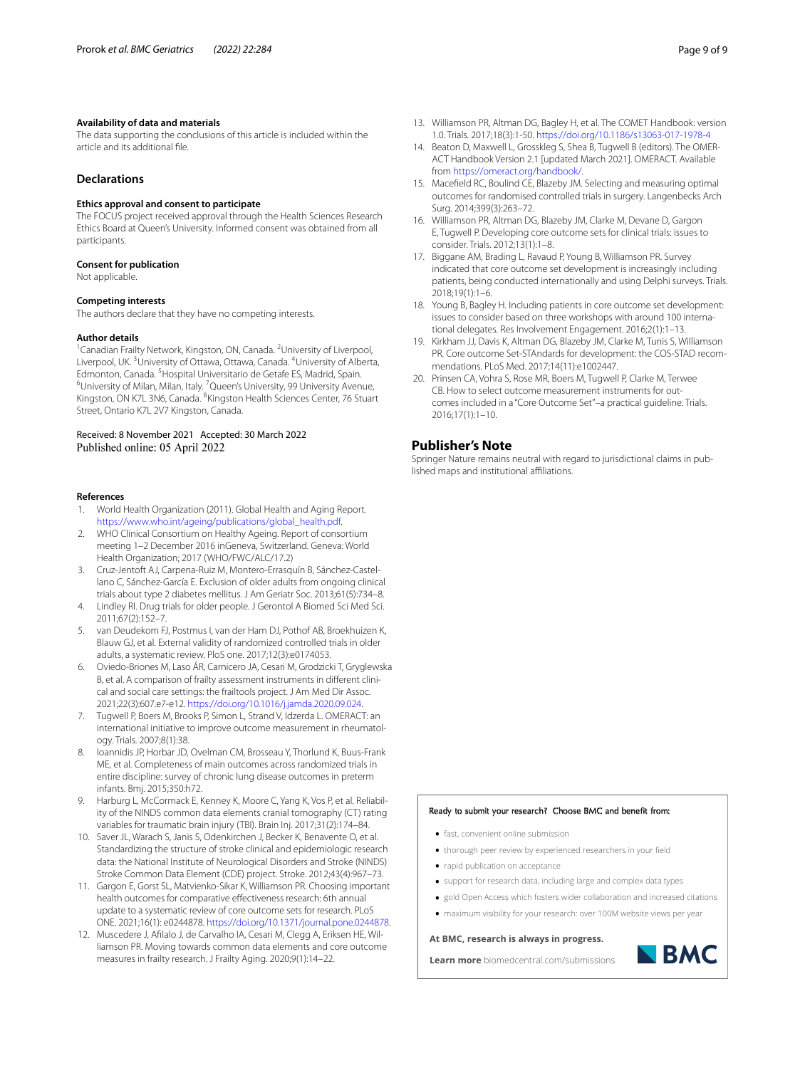### Availability of data and materials

The data supporting the conclusions of this article is included within the article and its additional file.

## Declarations

### Ethics approval and consent to participate

The FOCUS project received approval through the Health Sciences Research Ethics Board at Queen's University. Informed consent was obtained from all participants.

### Consent for publication

Not applicable.

### Competing interests

The authors declare that they have no competing interests.

### Author details

[1]Canadian Frailty Network, Kingston, ON, Canada. [2]University of Liverpool, Liverpool, UK. [3]University of Ottawa, Ottawa, Canada. [4]University of Alberta, Edmonton, Canada. [5]Hospital Universitario de Getafe ES, Madrid, Spain. [6]University of Milan, Milan, Italy. [7]Queen's University, 99 University Avenue, Kingston, ON K7L 3N6, Canada. [8]Kingston Health Sciences Center, 76 Stuart Street, Ontario K7L 2V7 Kingston, Canada.

Received: 8 November 2021 Accepted: 30 March 2022
Published online: 05 April 2022

### References

1. World Health Organization (2011). Global Health and Aging Report. https://www.who.int/ageing/publications/global_health.pdf.
2. WHO Clinical Consortium on Healthy Ageing. Report of consortium meeting 1–2 December 2016 inGeneva, Switzerland. Geneva: World Health Organization; 2017 (WHO/FWC/ALC/17.2)
3. Cruz-Jentoft AJ, Carpena-Ruiz M, Montero-Errasquín B, Sánchez-Castellano C, Sánchez-García E. Exclusion of older adults from ongoing clinical trials about type 2 diabetes mellitus. J Am Geriatr Soc. 2013;61(5):734–8.
4. Lindley RI. Drug trials for older people. J Gerontol A Biomed Sci Med Sci. 2011;67(2):152–7.
5. van Deudekom FJ, Postmus I, van der Ham DJ, Pothof AB, Broekhuizen K, Blauw GJ, et al. External validity of randomized controlled trials in older adults, a systematic review. PloS one. 2017;12(3):e0174053.
6. Oviedo-Briones M, Laso ÁR, Carnicero JA, Cesari M, Grodzicki T, Gryglewska B, et al. A comparison of frailty assessment instruments in different clinical and social care settings: the frailtools project. J Am Med Dir Assoc. 2021;22(3):607.e7-e12. https://doi.org/10.1016/j.jamda.2020.09.024.
7. Tugwell P, Boers M, Brooks P, Simon L, Strand V, Idzerda L. OMERACT: an international initiative to improve outcome measurement in rheumatology. Trials. 2007;8(1):38.
8. Ioannidis JP, Horbar JD, Ovelman CM, Brosseau Y, Thorlund K, Buus-Frank ME, et al. Completeness of main outcomes across randomized trials in entire discipline: survey of chronic lung disease outcomes in preterm infants. Bmj. 2015;350:h72.
9. Harburg L, McCormack E, Kenney K, Moore C, Yang K, Vos P, et al. Reliability of the NINDS common data elements cranial tomography (CT) rating variables for traumatic brain injury (TBI). Brain Inj. 2017;31(2):174–84.
10. Saver JL, Warach S, Janis S, Odenkirchen J, Becker K, Benavente O, et al. Standardizing the structure of stroke clinical and epidemiologic research data: the National Institute of Neurological Disorders and Stroke (NINDS) Stroke Common Data Element (CDE) project. Stroke. 2012;43(4):967–73.
11. Gargon E, Gorst SL, Matvienko-Sikar K, Williamson PR. Choosing important health outcomes for comparative effectiveness research: 6th annual update to a systematic review of core outcome sets for research. PLoS ONE. 2021;16(1): e0244878. https://doi.org/10.1371/journal.pone.0244878.
12. Muscedere J, Afilalo J, de Carvalho IA, Cesari M, Clegg A, Eriksen HE, Williamson PR. Moving towards common data elements and core outcome measures in frailty research. J Frailty Aging. 2020;9(1):14–22.
13. Williamson PR, Altman DG, Bagley H, et al. The COMET Handbook: version 1.0. Trials. 2017;18(3):1-50. https://doi.org/10.1186/s13063-017-1978-4
14. Beaton D, Maxwell L, Grosskleg S, Shea B, Tugwell B (editors). The OMERACT Handbook Version 2.1 [updated March 2021]. OMERACT. Available from https://omeract.org/handbook/.
15. Macefield RC, Boulind CE, Blazeby JM. Selecting and measuring optimal outcomes for randomised controlled trials in surgery. Langenbecks Arch Surg. 2014;399(3):263–72.
16. Williamson PR, Altman DG, Blazeby JM, Clarke M, Devane D, Gargon E, Tugwell P. Developing core outcome sets for clinical trials: issues to consider. Trials. 2012;13(1):1–8.
17. Biggane AM, Brading L, Ravaud P, Young B, Williamson PR. Survey indicated that core outcome set development is increasingly including patients, being conducted internationally and using Delphi surveys. Trials. 2018;19(1):1–6.
18. Young B, Bagley H. Including patients in core outcome set development: issues to consider based on three workshops with around 100 international delegates. Res Involvement Engagement. 2016;2(1):1–13.
19. Kirkham JJ, Davis K, Altman DG, Blazeby JM, Clarke M, Tunis S, Williamson PR. Core outcome Set-STAndards for development: the COS-STAD recommendations. PLoS Med. 2017;14(11):e1002447.
20. Prinsen CA, Vohra S, Rose MR, Boers M, Tugwell P, Clarke M, Terwee CB. How to select outcome measurement instruments for outcomes included in a "Core Outcome Set"–a practical guideline. Trials. 2016;17(1):1–10.

## Publisher's Note

Springer Nature remains neutral with regard to jurisdictional claims in published maps and institutional affiliations.

Ready to submit your research? Choose BMC and benefit from:

- fast, convenient online submission
- thorough peer review by experienced researchers in your field
- rapid publication on acceptance
- support for research data, including large and complex data types
- gold Open Access which fosters wider collaboration and increased citations
- maximum visibility for your research: over 100M website views per year

**At BMC, research is always in progress.**

**Learn more** biomedcentral.com/submissions

BMC